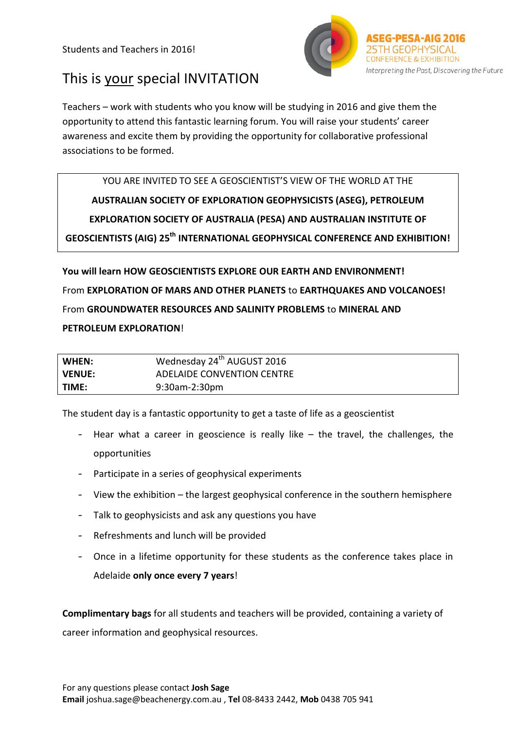Students and Teachers in 2016!

ASEG-PESA-AIG 2016
25TH GEOPHYSICAL
CONFERENCE & EXHIBITION
*Interpreting the Past, Discovering the Future*

# This is your special INVITATION

Teachers – work with students who you know will be studying in 2016 and give them the opportunity to attend this fantastic learning forum. You will raise your students' career awareness and excite them by providing the opportunity for collaborative professional associations to be formed.

YOU ARE INVITED TO SEE A GEOSCIENTIST'S VIEW OF THE WORLD AT THE

**AUSTRALIAN SOCIETY OF EXPLORATION GEOPHYSICISTS (ASEG), PETROLEUM EXPLORATION SOCIETY OF AUSTRALIA (PESA) AND AUSTRALIAN INSTITUTE OF GEOSCIENTISTS (AIG) 25th INTERNATIONAL GEOPHYSICAL CONFERENCE AND EXHIBITION!**

**You will learn HOW GEOSCIENTISTS EXPLORE OUR EARTH AND ENVIRONMENT!**

From **EXPLORATION OF MARS AND OTHER PLANETS** to **EARTHQUAKES AND VOLCANOES!**

From **GROUNDWATER RESOURCES AND SALINITY PROBLEMS** to **MINERAL AND PETROLEUM EXPLORATION**!

| | |
|---|---|
| **WHEN:** | Wednesday 24th AUGUST 2016 |
| **VENUE:** | ADELAIDE CONVENTION CENTRE |
| **TIME:** | 9:30am-2:30pm |

The student day is a fantastic opportunity to get a taste of life as a geoscientist

- Hear what a career in geoscience is really like – the travel, the challenges, the opportunities
- Participate in a series of geophysical experiments
- View the exhibition – the largest geophysical conference in the southern hemisphere
- Talk to geophysicists and ask any questions you have
- Refreshments and lunch will be provided
- Once in a lifetime opportunity for these students as the conference takes place in Adelaide **only once every 7 years**!

**Complimentary bags** for all students and teachers will be provided, containing a variety of career information and geophysical resources.

For any questions please contact **Josh Sage**
**Email** joshua.sage@beachenergy.com.au , **Tel** 08-8433 2442, **Mob** 0438 705 941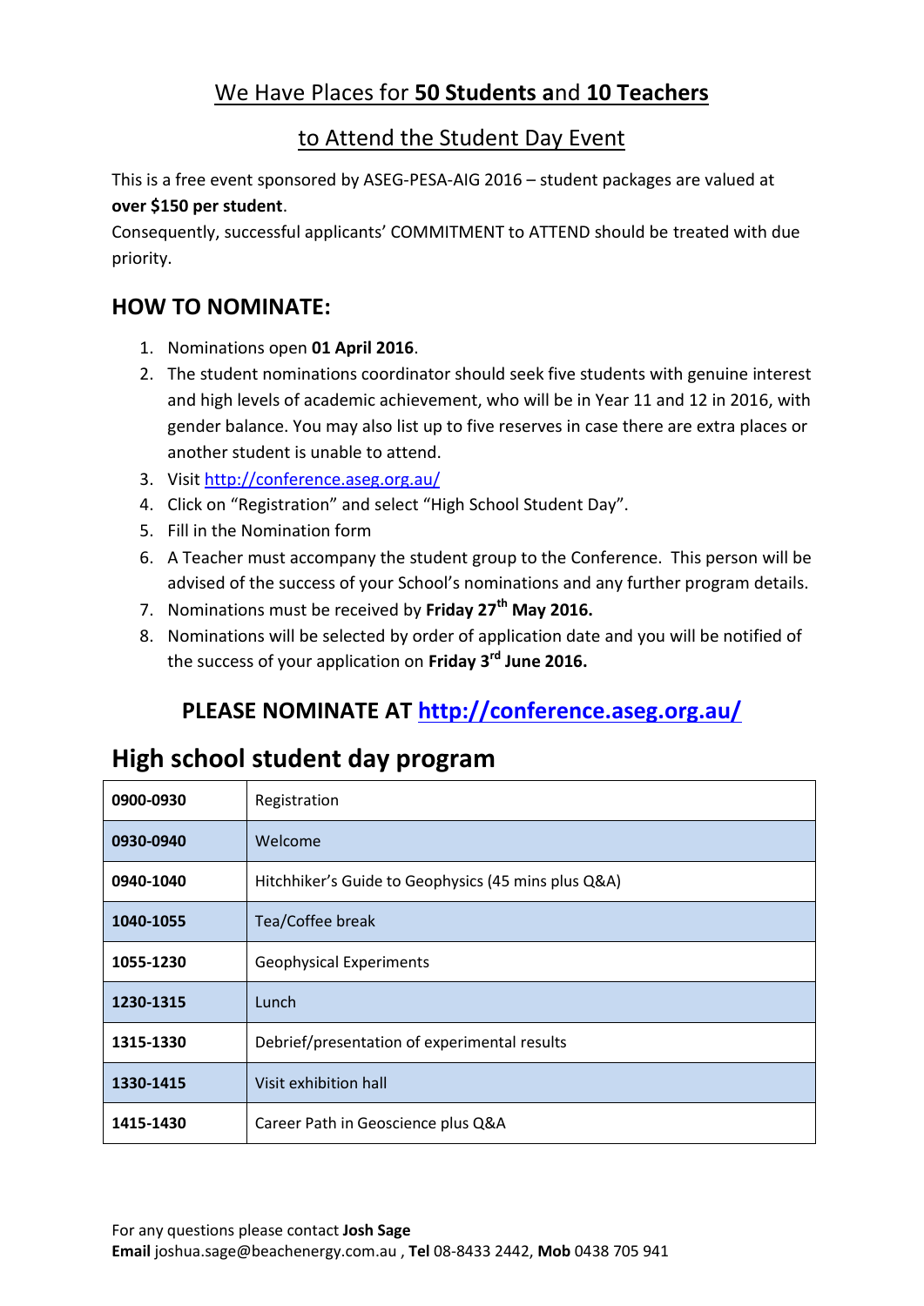## We Have Places for **50 Students** and **10 Teachers** to Attend the Student Day Event

This is a free event sponsored by ASEG-PESA-AIG 2016 – student packages are valued at **over $150 per student**.
Consequently, successful applicants' COMMITMENT to ATTEND should be treated with due priority.

## HOW TO NOMINATE:

1. Nominations open **01 April 2016**.
2. The student nominations coordinator should seek five students with genuine interest and high levels of academic achievement, who will be in Year 11 and 12 in 2016, with gender balance. You may also list up to five reserves in case there are extra places or another student is unable to attend.
3. Visit http://conference.aseg.org.au/
4. Click on "Registration" and select "High School Student Day".
5. Fill in the Nomination form
6. A Teacher must accompany the student group to the Conference. This person will be advised of the success of your School's nominations and any further program details.
7. Nominations must be received by **Friday 27th May 2016.**
8. Nominations will be selected by order of application date and you will be notified of the success of your application on **Friday 3rd June 2016.**

### PLEASE NOMINATE AT http://conference.aseg.org.au/

## High school student day program

| | |
|---|---|
| **0900-0930** | Registration |
| **0930-0940** | Welcome |
| **0940-1040** | Hitchhiker's Guide to Geophysics (45 mins plus Q&A) |
| **1040-1055** | Tea/Coffee break |
| **1055-1230** | Geophysical Experiments |
| **1230-1315** | Lunch |
| **1315-1330** | Debrief/presentation of experimental results |
| **1330-1415** | Visit exhibition hall |
| **1415-1430** | Career Path in Geoscience plus Q&A |

For any questions please contact **Josh Sage**
**Email** joshua.sage@beachenergy.com.au , **Tel** 08-8433 2442, **Mob** 0438 705 941